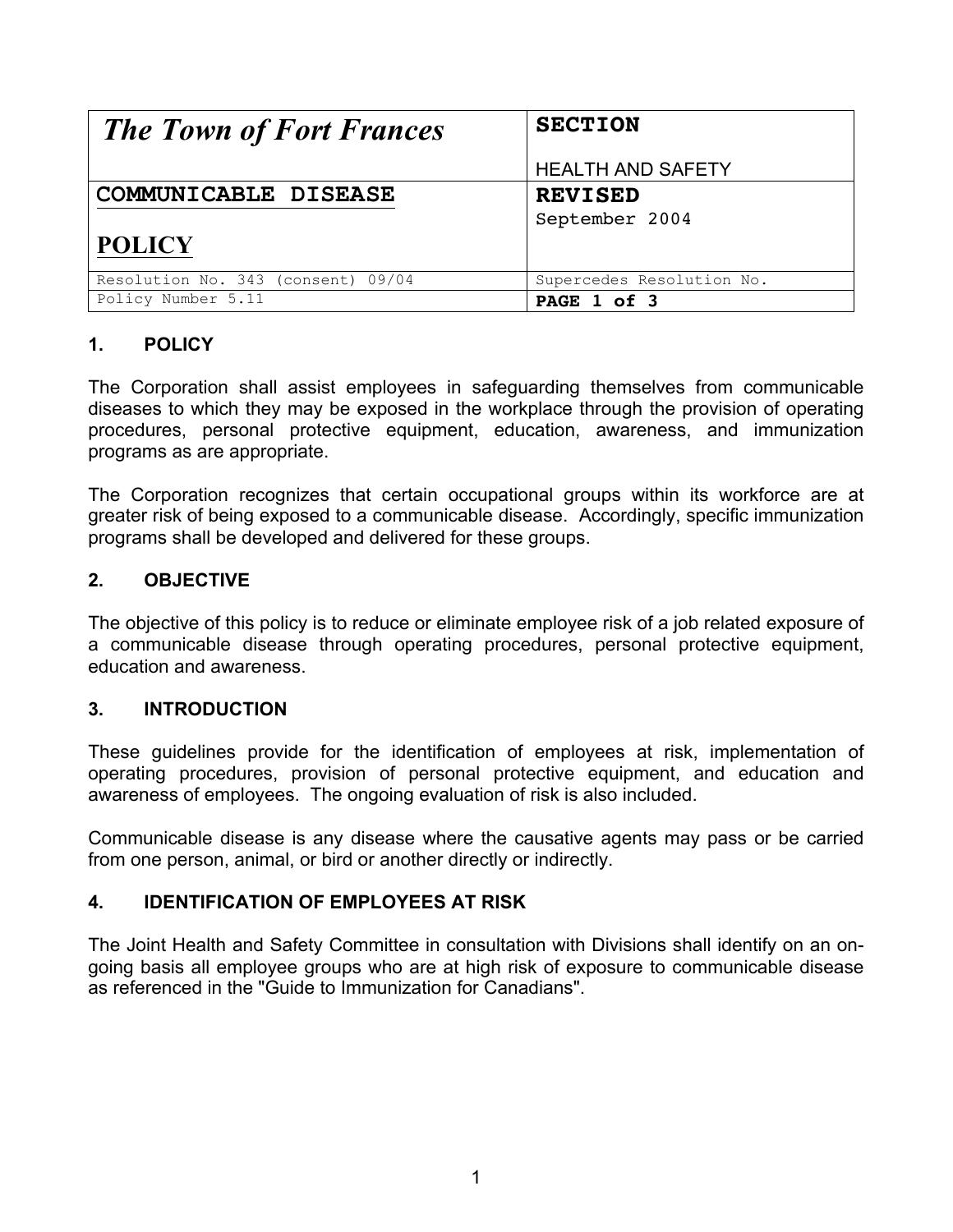| The Town of Fort Frances | SECTION<br><br>HEALTH AND SAFETY |
|---|---|
| **COMMUNICABLE DISEASE**<br><br>**POLICY** | **REVISED**<br>September 2004 |
| Resolution No. 343 (consent) 09/04 | Supercedes Resolution No. |
| Policy Number 5.11 | **PAGE 1 of 3** |

## 1. POLICY

The Corporation shall assist employees in safeguarding themselves from communicable diseases to which they may be exposed in the workplace through the provision of operating procedures, personal protective equipment, education, awareness, and immunization programs as are appropriate.

The Corporation recognizes that certain occupational groups within its workforce are at greater risk of being exposed to a communicable disease. Accordingly, specific immunization programs shall be developed and delivered for these groups.

## 2. OBJECTIVE

The objective of this policy is to reduce or eliminate employee risk of a job related exposure of a communicable disease through operating procedures, personal protective equipment, education and awareness.

## 3. INTRODUCTION

These guidelines provide for the identification of employees at risk, implementation of operating procedures, provision of personal protective equipment, and education and awareness of employees. The ongoing evaluation of risk is also included.

Communicable disease is any disease where the causative agents may pass or be carried from one person, animal, or bird or another directly or indirectly.

## 4. IDENTIFICATION OF EMPLOYEES AT RISK

The Joint Health and Safety Committee in consultation with Divisions shall identify on an on-going basis all employee groups who are at high risk of exposure to communicable disease as referenced in the "Guide to Immunization for Canadians".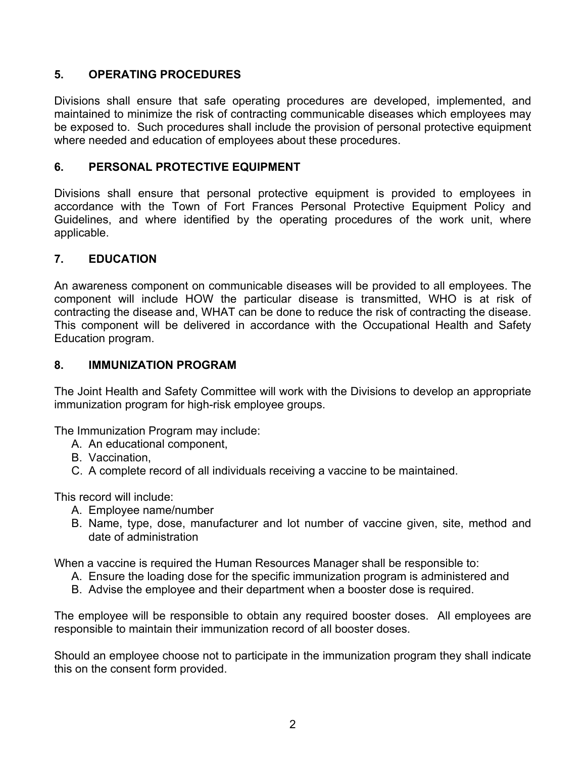## 5. OPERATING PROCEDURES

Divisions shall ensure that safe operating procedures are developed, implemented, and maintained to minimize the risk of contracting communicable diseases which employees may be exposed to. Such procedures shall include the provision of personal protective equipment where needed and education of employees about these procedures.

## 6. PERSONAL PROTECTIVE EQUIPMENT

Divisions shall ensure that personal protective equipment is provided to employees in accordance with the Town of Fort Frances Personal Protective Equipment Policy and Guidelines, and where identified by the operating procedures of the work unit, where applicable.

## 7. EDUCATION

An awareness component on communicable diseases will be provided to all employees. The component will include HOW the particular disease is transmitted, WHO is at risk of contracting the disease and, WHAT can be done to reduce the risk of contracting the disease. This component will be delivered in accordance with the Occupational Health and Safety Education program.

## 8. IMMUNIZATION PROGRAM

The Joint Health and Safety Committee will work with the Divisions to develop an appropriate immunization program for high-risk employee groups.

The Immunization Program may include:

A. An educational component,
B. Vaccination,
C. A complete record of all individuals receiving a vaccine to be maintained.

This record will include:

A. Employee name/number
B. Name, type, dose, manufacturer and lot number of vaccine given, site, method and date of administration

When a vaccine is required the Human Resources Manager shall be responsible to:

A. Ensure the loading dose for the specific immunization program is administered and
B. Advise the employee and their department when a booster dose is required.

The employee will be responsible to obtain any required booster doses. All employees are responsible to maintain their immunization record of all booster doses.

Should an employee choose not to participate in the immunization program they shall indicate this on the consent form provided.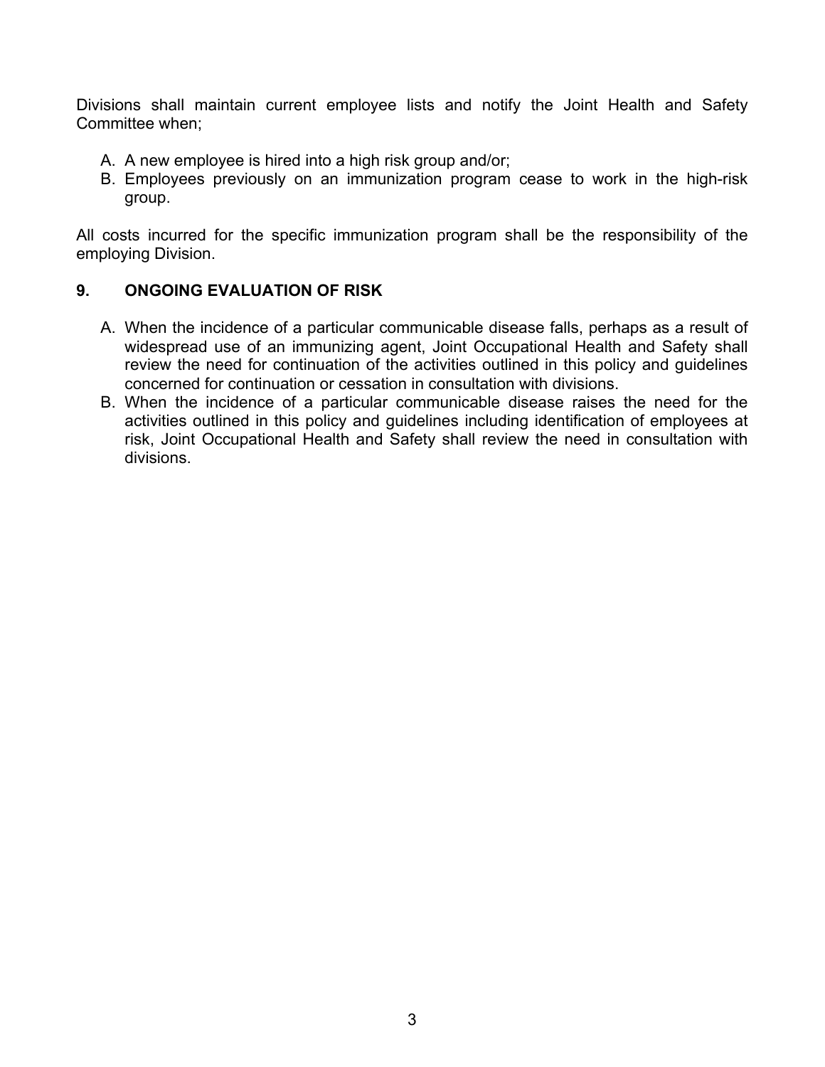Divisions shall maintain current employee lists and notify the Joint Health and Safety Committee when;

A. A new employee is hired into a high risk group and/or;
B. Employees previously on an immunization program cease to work in the high-risk group.

All costs incurred for the specific immunization program shall be the responsibility of the employing Division.

## 9. ONGOING EVALUATION OF RISK

A. When the incidence of a particular communicable disease falls, perhaps as a result of widespread use of an immunizing agent, Joint Occupational Health and Safety shall review the need for continuation of the activities outlined in this policy and guidelines concerned for continuation or cessation in consultation with divisions.
B. When the incidence of a particular communicable disease raises the need for the activities outlined in this policy and guidelines including identification of employees at risk, Joint Occupational Health and Safety shall review the need in consultation with divisions.